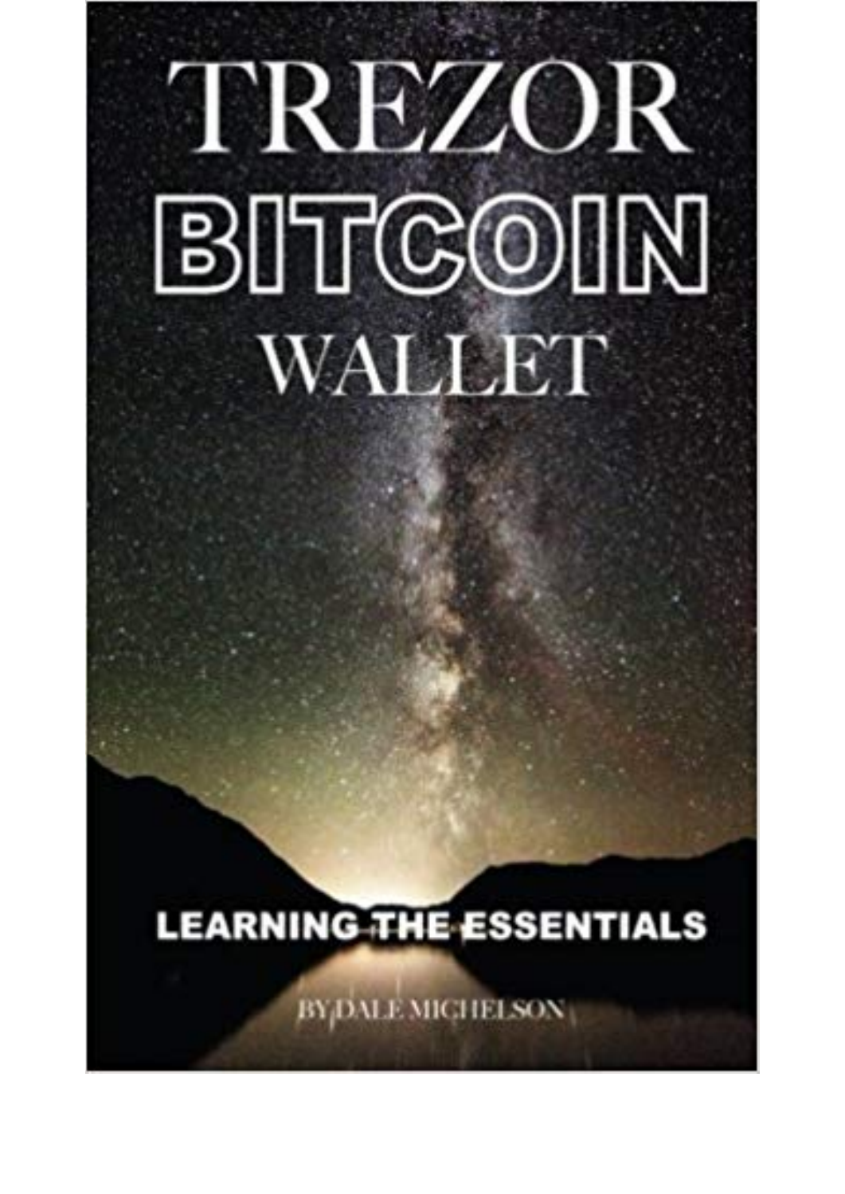# TREZOR BITCOIN WALLET

## LEARNING THE ESSENTIALS

BY DALE MICHELSON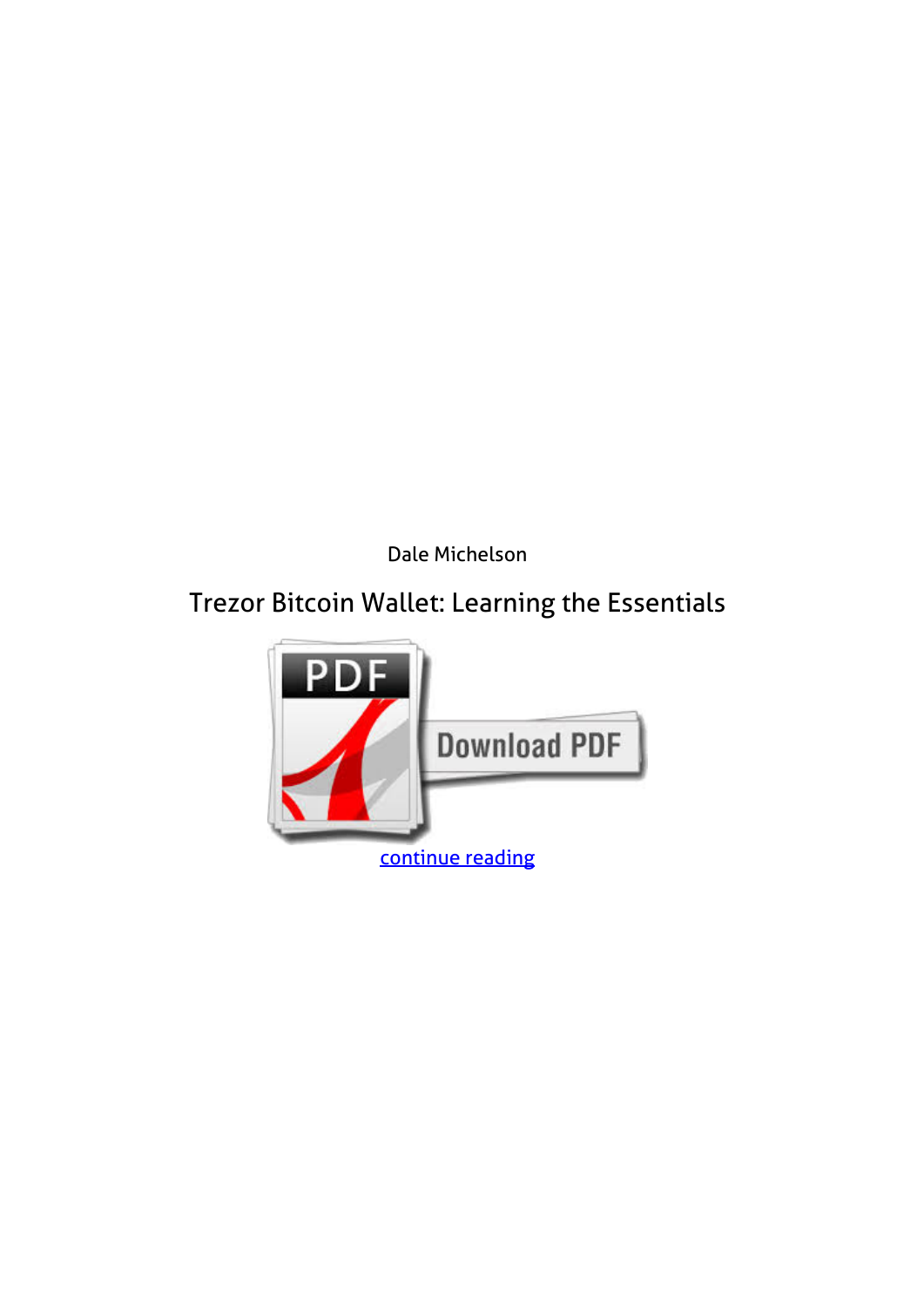Dale Michelson

# Trezor Bitcoin Wallet: Learning the Essentials

continue reading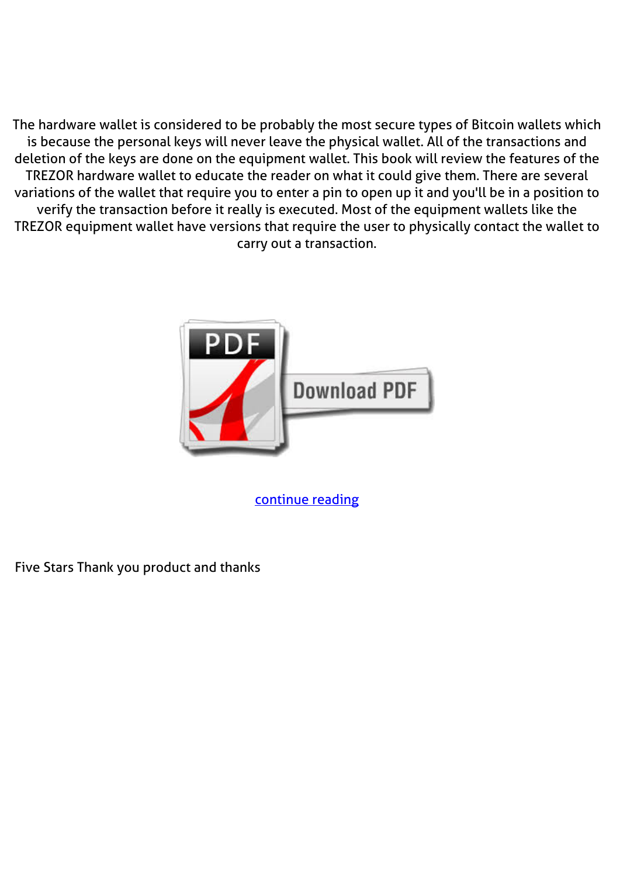The hardware wallet is considered to be probably the most secure types of Bitcoin wallets which is because the personal keys will never leave the physical wallet. All of the transactions and deletion of the keys are done on the equipment wallet. This book will review the features of the TREZOR hardware wallet to educate the reader on what it could give them. There are several variations of the wallet that require you to enter a pin to open up it and you'll be in a position to verify the transaction before it really is executed. Most of the equipment wallets like the TREZOR equipment wallet have versions that require the user to physically contact the wallet to carry out a transaction.

continue reading

Five Stars Thank you product and thanks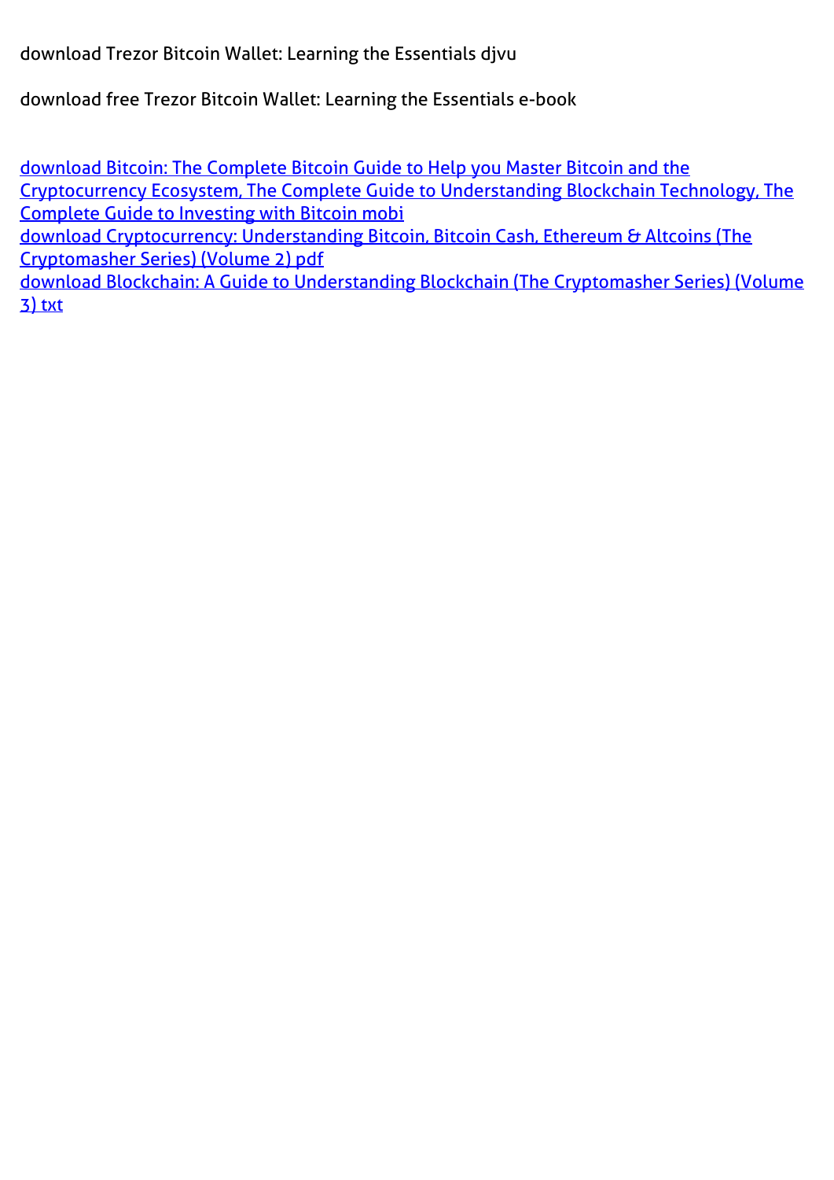download Trezor Bitcoin Wallet: Learning the Essentials djvu

download free Trezor Bitcoin Wallet: Learning the Essentials e-book

download Bitcoin: The Complete Bitcoin Guide to Help you Master Bitcoin and the Cryptocurrency Ecosystem, The Complete Guide to Understanding Blockchain Technology, The Complete Guide to Investing with Bitcoin mobi
download Cryptocurrency: Understanding Bitcoin, Bitcoin Cash, Ethereum & Altcoins (The Cryptomasher Series) (Volume 2) pdf
download Blockchain: A Guide to Understanding Blockchain (The Cryptomasher Series) (Volume 3) txt